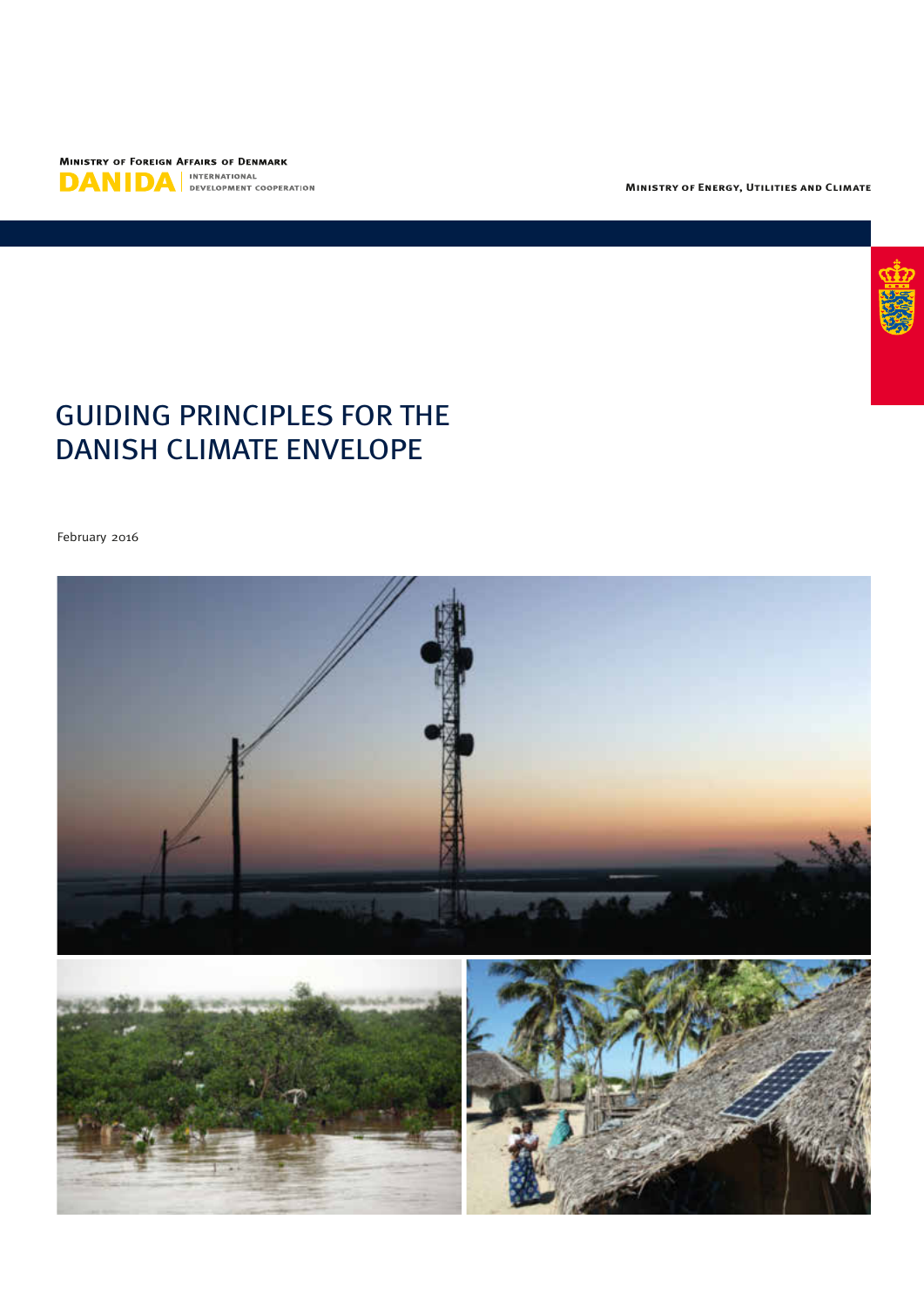Ministry of Foreign Affairs of Denmark

DANIDA | INTERNATIONAL DEVELOPMENT COOPERATION

Ministry of Energy, Utilities and Climate

# GUIDING PRINCIPLES FOR THE DANISH CLIMATE ENVELOPE

February 2016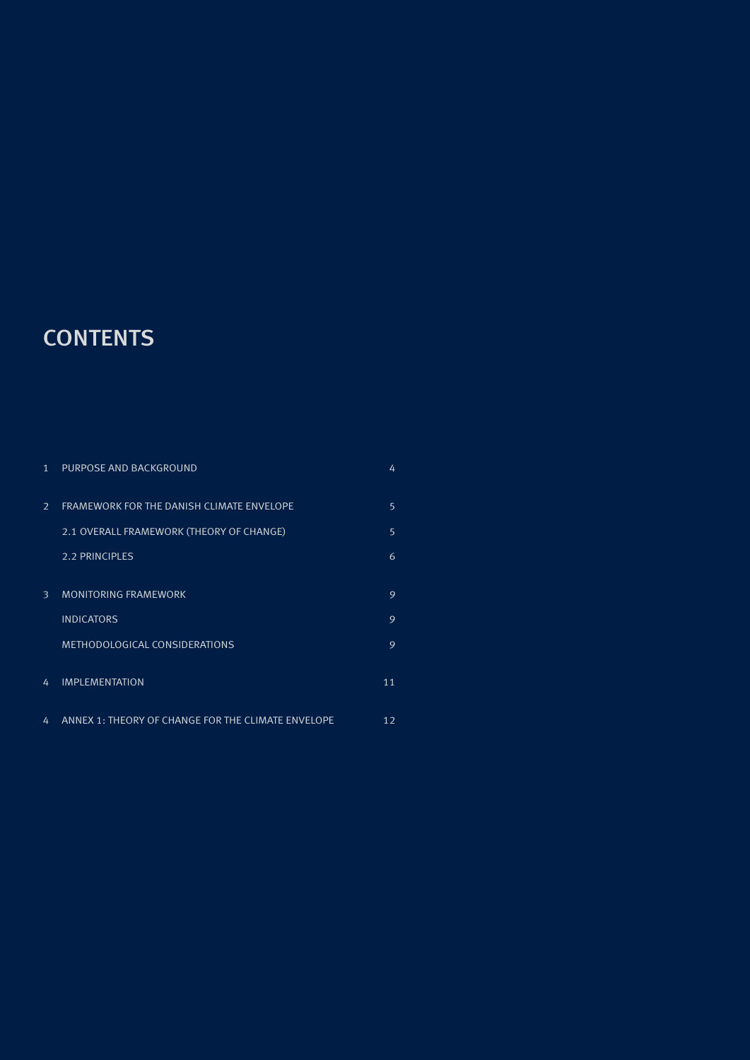# CONTENTS

| | | |
|---|---|---|
| 1 | PURPOSE AND BACKGROUND | 4 |
| 2 | FRAMEWORK FOR THE DANISH CLIMATE ENVELOPE | 5 |
| | 2.1 OVERALL FRAMEWORK (THEORY OF CHANGE) | 5 |
| | 2.2 PRINCIPLES | 6 |
| 3 | MONITORING FRAMEWORK | 9 |
| | INDICATORS | 9 |
| | METHODOLOGICAL CONSIDERATIONS | 9 |
| 4 | IMPLEMENTATION | 11 |
| 4 | ANNEX 1: THEORY OF CHANGE FOR THE CLIMATE ENVELOPE | 12 |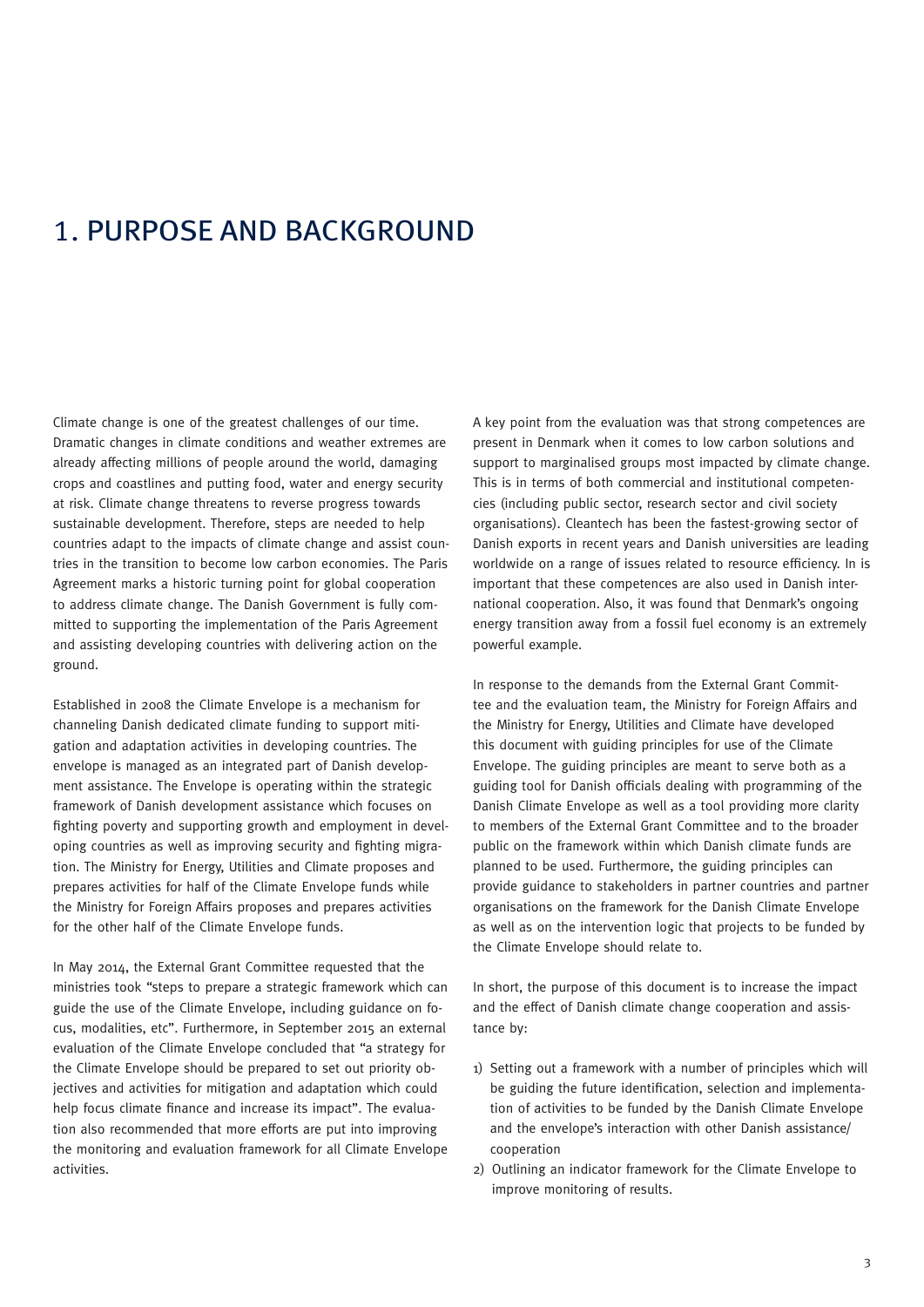# 1. PURPOSE AND BACKGROUND

Climate change is one of the greatest challenges of our time. Dramatic changes in climate conditions and weather extremes are already affecting millions of people around the world, damaging crops and coastlines and putting food, water and energy security at risk. Climate change threatens to reverse progress towards sustainable development. Therefore, steps are needed to help countries adapt to the impacts of climate change and assist countries in the transition to become low carbon economies. The Paris Agreement marks a historic turning point for global cooperation to address climate change. The Danish Government is fully committed to supporting the implementation of the Paris Agreement and assisting developing countries with delivering action on the ground.

Established in 2008 the Climate Envelope is a mechanism for channeling Danish dedicated climate funding to support mitigation and adaptation activities in developing countries. The envelope is managed as an integrated part of Danish development assistance. The Envelope is operating within the strategic framework of Danish development assistance which focuses on fighting poverty and supporting growth and employment in developing countries as well as improving security and fighting migration. The Ministry for Energy, Utilities and Climate proposes and prepares activities for half of the Climate Envelope funds while the Ministry for Foreign Affairs proposes and prepares activities for the other half of the Climate Envelope funds.

In May 2014, the External Grant Committee requested that the ministries took "steps to prepare a strategic framework which can guide the use of the Climate Envelope, including guidance on focus, modalities, etc". Furthermore, in September 2015 an external evaluation of the Climate Envelope concluded that "a strategy for the Climate Envelope should be prepared to set out priority objectives and activities for mitigation and adaptation which could help focus climate finance and increase its impact". The evaluation also recommended that more efforts are put into improving the monitoring and evaluation framework for all Climate Envelope activities.

A key point from the evaluation was that strong competences are present in Denmark when it comes to low carbon solutions and support to marginalised groups most impacted by climate change. This is in terms of both commercial and institutional competencies (including public sector, research sector and civil society organisations). Cleantech has been the fastest-growing sector of Danish exports in recent years and Danish universities are leading worldwide on a range of issues related to resource efficiency. In is important that these competences are also used in Danish international cooperation. Also, it was found that Denmark's ongoing energy transition away from a fossil fuel economy is an extremely powerful example.

In response to the demands from the External Grant Committee and the evaluation team, the Ministry for Foreign Affairs and the Ministry for Energy, Utilities and Climate have developed this document with guiding principles for use of the Climate Envelope. The guiding principles are meant to serve both as a guiding tool for Danish officials dealing with programming of the Danish Climate Envelope as well as a tool providing more clarity to members of the External Grant Committee and to the broader public on the framework within which Danish climate funds are planned to be used. Furthermore, the guiding principles can provide guidance to stakeholders in partner countries and partner organisations on the framework for the Danish Climate Envelope as well as on the intervention logic that projects to be funded by the Climate Envelope should relate to.

In short, the purpose of this document is to increase the impact and the effect of Danish climate change cooperation and assistance by:

1) Setting out a framework with a number of principles which will be guiding the future identification, selection and implementation of activities to be funded by the Danish Climate Envelope and the envelope's interaction with other Danish assistance/cooperation
2) Outlining an indicator framework for the Climate Envelope to improve monitoring of results.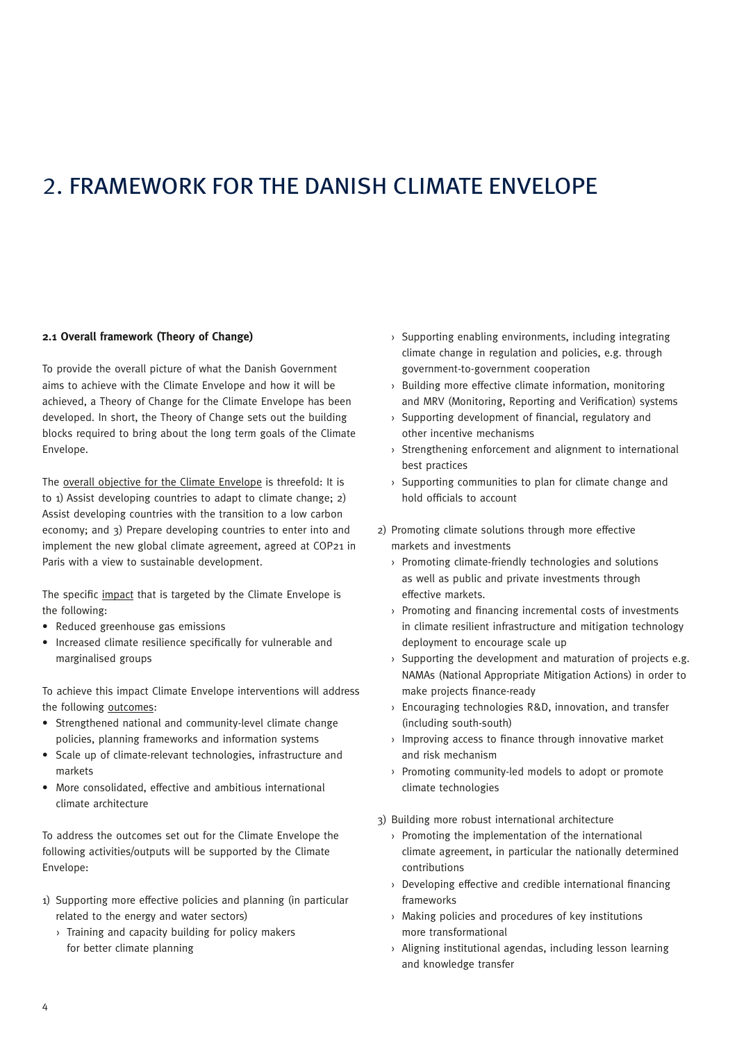# 2. FRAMEWORK FOR THE DANISH CLIMATE ENVELOPE

### 2.1 Overall framework (Theory of Change)

To provide the overall picture of what the Danish Government aims to achieve with the Climate Envelope and how it will be achieved, a Theory of Change for the Climate Envelope has been developed. In short, the Theory of Change sets out the building blocks required to bring about the long term goals of the Climate Envelope.

The overall objective for the Climate Envelope is threefold: It is to 1) Assist developing countries to adapt to climate change; 2) Assist developing countries with the transition to a low carbon economy; and 3) Prepare developing countries to enter into and implement the new global climate agreement, agreed at COP21 in Paris with a view to sustainable development.

The specific impact that is targeted by the Climate Envelope is the following:

- Reduced greenhouse gas emissions
- Increased climate resilience specifically for vulnerable and marginalised groups

To achieve this impact Climate Envelope interventions will address the following outcomes:

- Strengthened national and community-level climate change policies, planning frameworks and information systems
- Scale up of climate-relevant technologies, infrastructure and markets
- More consolidated, effective and ambitious international climate architecture

To address the outcomes set out for the Climate Envelope the following activities/outputs will be supported by the Climate Envelope:

1) Supporting more effective policies and planning (in particular related to the energy and water sectors)
   - Training and capacity building for policy makers for better climate planning
   - Supporting enabling environments, including integrating climate change in regulation and policies, e.g. through government-to-government cooperation
   - Building more effective climate information, monitoring and MRV (Monitoring, Reporting and Verification) systems
   - Supporting development of financial, regulatory and other incentive mechanisms
   - Strengthening enforcement and alignment to international best practices
   - Supporting communities to plan for climate change and hold officials to account
2) Promoting climate solutions through more effective markets and investments
   - Promoting climate-friendly technologies and solutions as well as public and private investments through effective markets.
   - Promoting and financing incremental costs of investments in climate resilient infrastructure and mitigation technology deployment to encourage scale up
   - Supporting the development and maturation of projects e.g. NAMAs (National Appropriate Mitigation Actions) in order to make projects finance-ready
   - Encouraging technologies R&D, innovation, and transfer (including south-south)
   - Improving access to finance through innovative market and risk mechanism
   - Promoting community-led models to adopt or promote climate technologies
3) Building more robust international architecture
   - Promoting the implementation of the international climate agreement, in particular the nationally determined contributions
   - Developing effective and credible international financing frameworks
   - Making policies and procedures of key institutions more transformational
   - Aligning institutional agendas, including lesson learning and knowledge transfer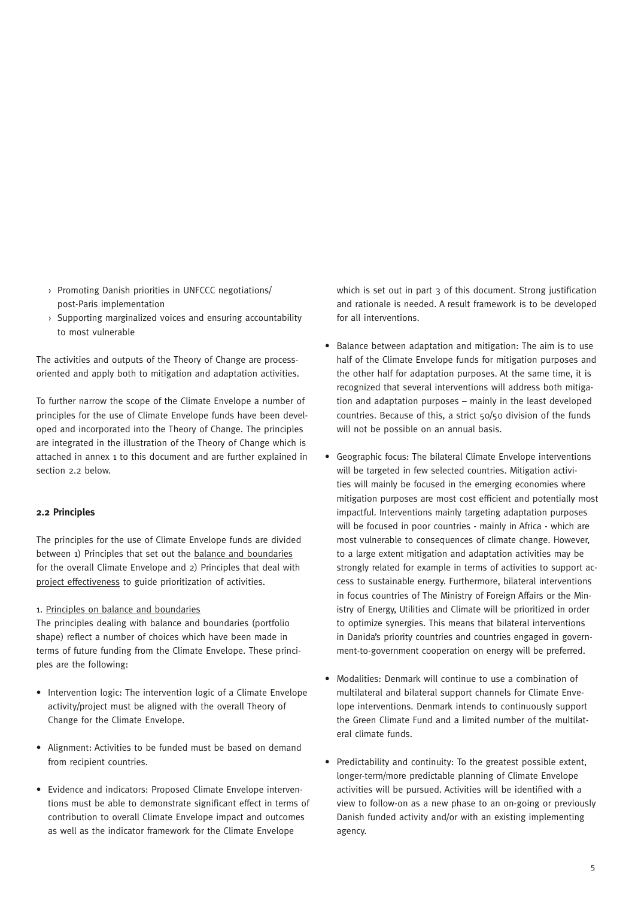› Promoting Danish priorities in UNFCCC negotiations/ post-Paris implementation
› Supporting marginalized voices and ensuring accountability to most vulnerable

The activities and outputs of the Theory of Change are process-oriented and apply both to mitigation and adaptation activities.

To further narrow the scope of the Climate Envelope a number of principles for the use of Climate Envelope funds have been developed and incorporated into the Theory of Change. The principles are integrated in the illustration of the Theory of Change which is attached in annex 1 to this document and are further explained in section 2.2 below.

### 2.2 Principles

The principles for the use of Climate Envelope funds are divided between 1) Principles that set out the balance and boundaries for the overall Climate Envelope and 2) Principles that deal with project effectiveness to guide prioritization of activities.

1. Principles on balance and boundaries

The principles dealing with balance and boundaries (portfolio shape) reflect a number of choices which have been made in terms of future funding from the Climate Envelope. These principles are the following:

- Intervention logic: The intervention logic of a Climate Envelope activity/project must be aligned with the overall Theory of Change for the Climate Envelope.

- Alignment: Activities to be funded must be based on demand from recipient countries.

- Evidence and indicators: Proposed Climate Envelope interventions must be able to demonstrate significant effect in terms of contribution to overall Climate Envelope impact and outcomes as well as the indicator framework for the Climate Envelope which is set out in part 3 of this document. Strong justification and rationale is needed. A result framework is to be developed for all interventions.

- Balance between adaptation and mitigation: The aim is to use half of the Climate Envelope funds for mitigation purposes and the other half for adaptation purposes. At the same time, it is recognized that several interventions will address both mitigation and adaptation purposes – mainly in the least developed countries. Because of this, a strict 50/50 division of the funds will not be possible on an annual basis.

- Geographic focus: The bilateral Climate Envelope interventions will be targeted in few selected countries. Mitigation activities will mainly be focused in the emerging economies where mitigation purposes are most cost efficient and potentially most impactful. Interventions mainly targeting adaptation purposes will be focused in poor countries - mainly in Africa - which are most vulnerable to consequences of climate change. However, to a large extent mitigation and adaptation activities may be strongly related for example in terms of activities to support access to sustainable energy. Furthermore, bilateral interventions in focus countries of The Ministry of Foreign Affairs or the Ministry of Energy, Utilities and Climate will be prioritized in order to optimize synergies. This means that bilateral interventions in Danida's priority countries and countries engaged in government-to-government cooperation on energy will be preferred.

- Modalities: Denmark will continue to use a combination of multilateral and bilateral support channels for Climate Envelope interventions. Denmark intends to continuously support the Green Climate Fund and a limited number of the multilateral climate funds.

- Predictability and continuity: To the greatest possible extent, longer-term/more predictable planning of Climate Envelope activities will be pursued. Activities will be identified with a view to follow-on as a new phase to an on-going or previously Danish funded activity and/or with an existing implementing agency.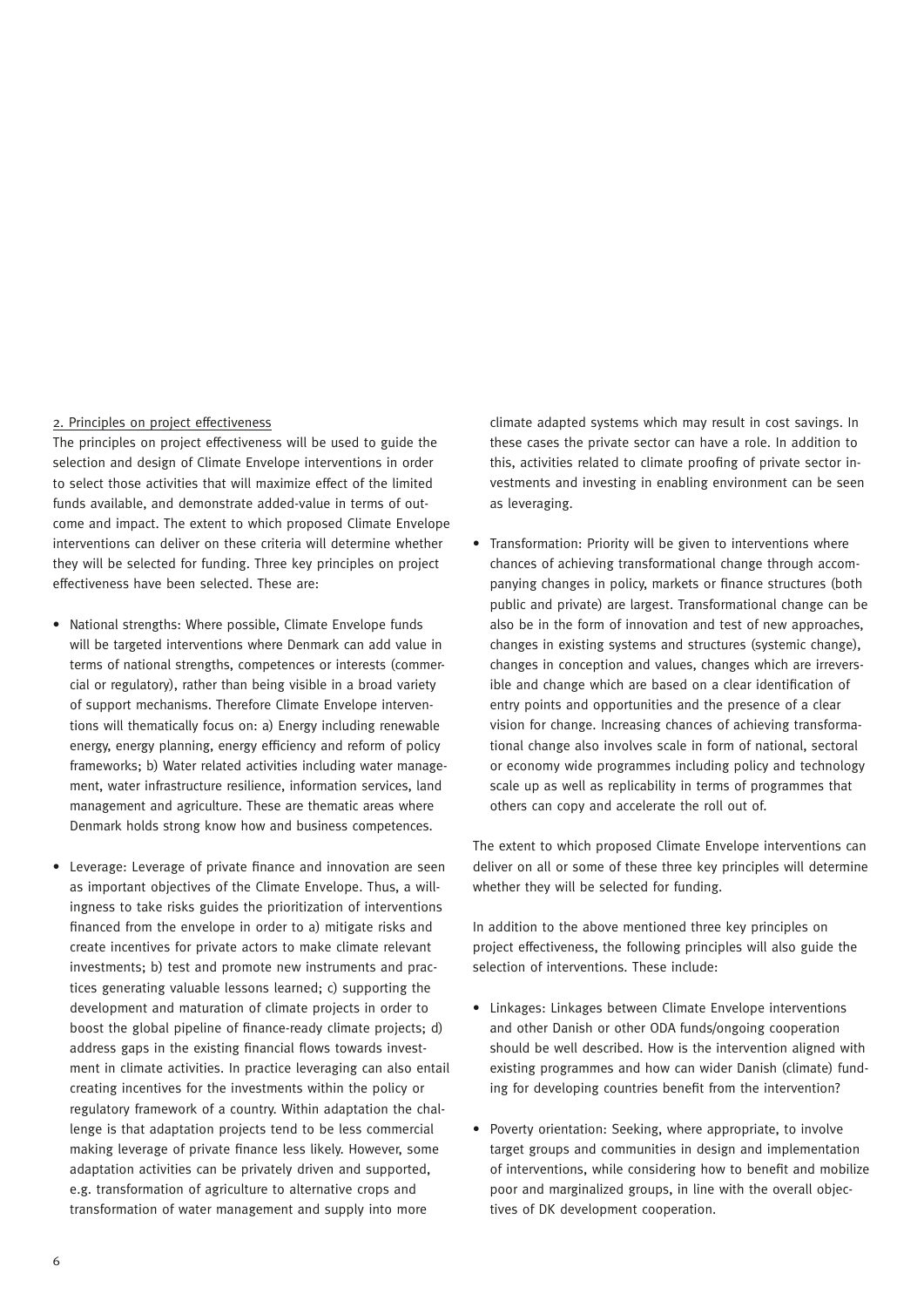2. Principles on project effectiveness

The principles on project effectiveness will be used to guide the selection and design of Climate Envelope interventions in order to select those activities that will maximize effect of the limited funds available, and demonstrate added-value in terms of outcome and impact. The extent to which proposed Climate Envelope interventions can deliver on these criteria will determine whether they will be selected for funding. Three key principles on project effectiveness have been selected. These are:

- National strengths: Where possible, Climate Envelope funds will be targeted interventions where Denmark can add value in terms of national strengths, competences or interests (commercial or regulatory), rather than being visible in a broad variety of support mechanisms. Therefore Climate Envelope interventions will thematically focus on: a) Energy including renewable energy, energy planning, energy efficiency and reform of policy frameworks; b) Water related activities including water management, water infrastructure resilience, information services, land management and agriculture. These are thematic areas where Denmark holds strong know how and business competences.

- Leverage: Leverage of private finance and innovation are seen as important objectives of the Climate Envelope. Thus, a willingness to take risks guides the prioritization of interventions financed from the envelope in order to a) mitigate risks and create incentives for private actors to make climate relevant investments; b) test and promote new instruments and practices generating valuable lessons learned; c) supporting the development and maturation of climate projects in order to boost the global pipeline of finance-ready climate projects; d) address gaps in the existing financial flows towards investment in climate activities. In practice leveraging can also entail creating incentives for the investments within the policy or regulatory framework of a country. Within adaptation the challenge is that adaptation projects tend to be less commercial making leverage of private finance less likely. However, some adaptation activities can be privately driven and supported, e.g. transformation of agriculture to alternative crops and transformation of water management and supply into more climate adapted systems which may result in cost savings. In these cases the private sector can have a role. In addition to this, activities related to climate proofing of private sector investments and investing in enabling environment can be seen as leveraging.

- Transformation: Priority will be given to interventions where chances of achieving transformational change through accompanying changes in policy, markets or finance structures (both public and private) are largest. Transformational change can be also be in the form of innovation and test of new approaches, changes in existing systems and structures (systemic change), changes in conception and values, changes which are irreversible and change which are based on a clear identification of entry points and opportunities and the presence of a clear vision for change. Increasing chances of achieving transformational change also involves scale in form of national, sectoral or economy wide programmes including policy and technology scale up as well as replicability in terms of programmes that others can copy and accelerate the roll out of.

The extent to which proposed Climate Envelope interventions can deliver on all or some of these three key principles will determine whether they will be selected for funding.

In addition to the above mentioned three key principles on project effectiveness, the following principles will also guide the selection of interventions. These include:

- Linkages: Linkages between Climate Envelope interventions and other Danish or other ODA funds/ongoing cooperation should be well described. How is the intervention aligned with existing programmes and how can wider Danish (climate) funding for developing countries benefit from the intervention?

- Poverty orientation: Seeking, where appropriate, to involve target groups and communities in design and implementation of interventions, while considering how to benefit and mobilize poor and marginalized groups, in line with the overall objectives of DK development cooperation.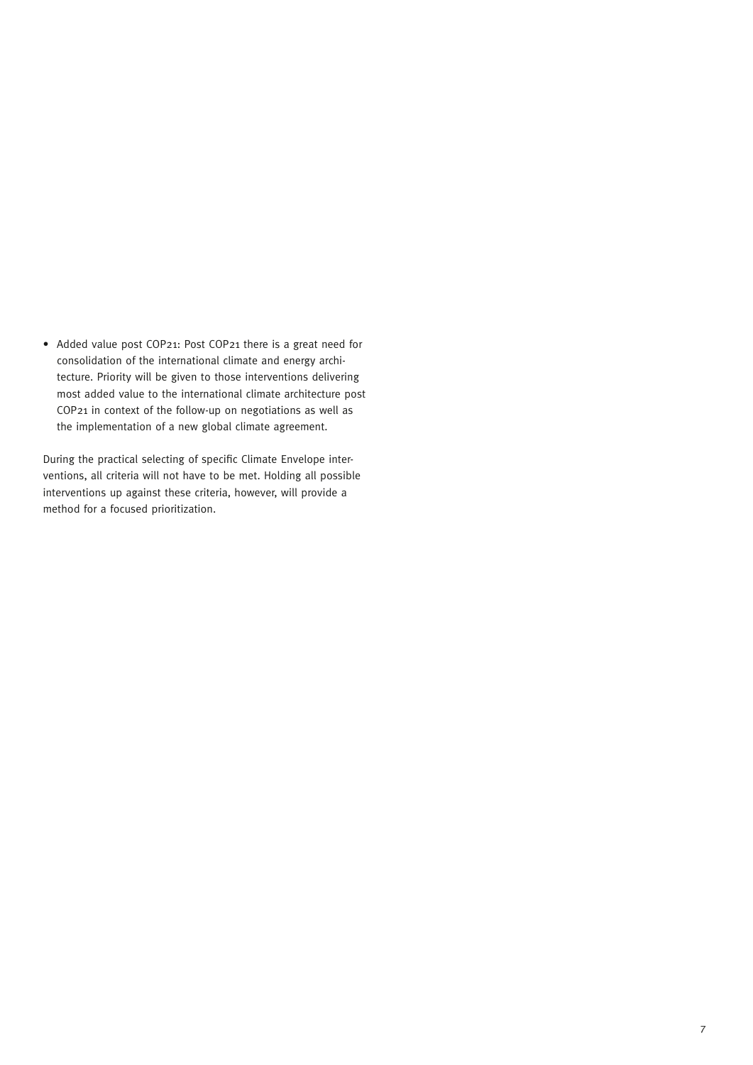- Added value post COP21: Post COP21 there is a great need for consolidation of the international climate and energy architecture. Priority will be given to those interventions delivering most added value to the international climate architecture post COP21 in context of the follow-up on negotiations as well as the implementation of a new global climate agreement.

During the practical selecting of specific Climate Envelope interventions, all criteria will not have to be met. Holding all possible interventions up against these criteria, however, will provide a method for a focused prioritization.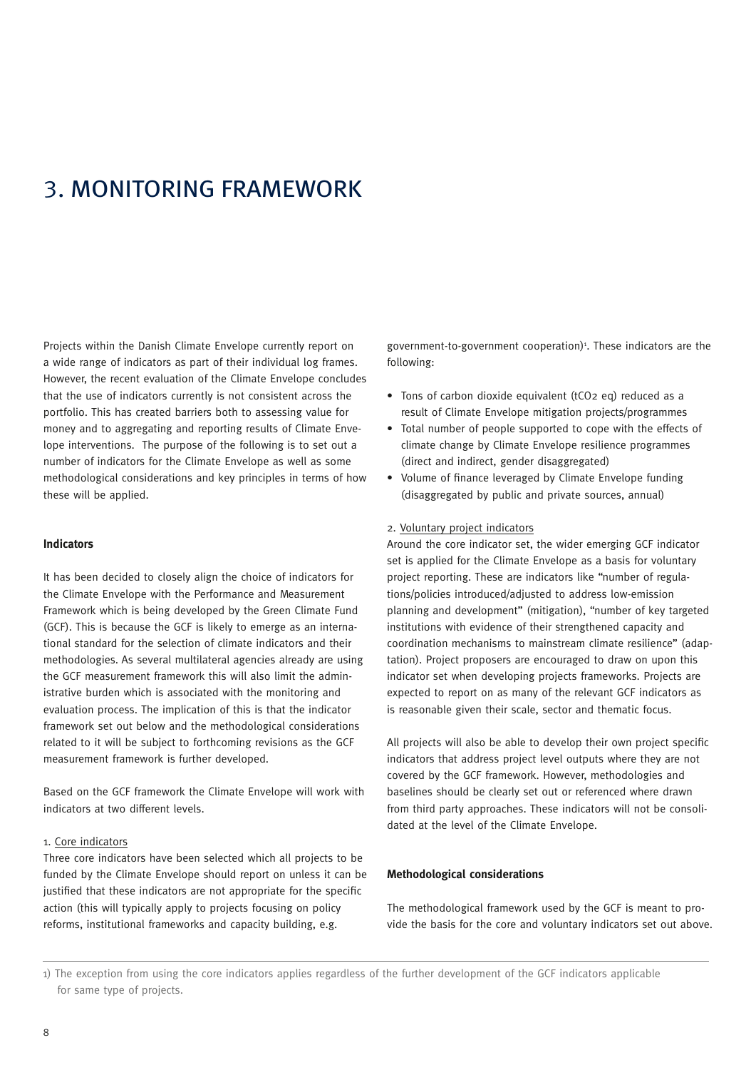# 3. MONITORING FRAMEWORK

Projects within the Danish Climate Envelope currently report on a wide range of indicators as part of their individual log frames. However, the recent evaluation of the Climate Envelope concludes that the use of indicators currently is not consistent across the portfolio. This has created barriers both to assessing value for money and to aggregating and reporting results of Climate Envelope interventions. The purpose of the following is to set out a number of indicators for the Climate Envelope as well as some methodological considerations and key principles in terms of how these will be applied.

### Indicators

It has been decided to closely align the choice of indicators for the Climate Envelope with the Performance and Measurement Framework which is being developed by the Green Climate Fund (GCF). This is because the GCF is likely to emerge as an international standard for the selection of climate indicators and their methodologies. As several multilateral agencies already are using the GCF measurement framework this will also limit the administrative burden which is associated with the monitoring and evaluation process. The implication of this is that the indicator framework set out below and the methodological considerations related to it will be subject to forthcoming revisions as the GCF measurement framework is further developed.

Based on the GCF framework the Climate Envelope will work with indicators at two different levels.

1. Core indicators

Three core indicators have been selected which all projects to be funded by the Climate Envelope should report on unless it can be justified that these indicators are not appropriate for the specific action (this will typically apply to projects focusing on policy reforms, institutional frameworks and capacity building, e.g. government-to-government cooperation)[1]. These indicators are the following:

- Tons of carbon dioxide equivalent ($tCO_2$ eq) reduced as a result of Climate Envelope mitigation projects/programmes
- Total number of people supported to cope with the effects of climate change by Climate Envelope resilience programmes (direct and indirect, gender disaggregated)
- Volume of finance leveraged by Climate Envelope funding (disaggregated by public and private sources, annual)

2. Voluntary project indicators

Around the core indicator set, the wider emerging GCF indicator set is applied for the Climate Envelope as a basis for voluntary project reporting. These are indicators like "number of regulations/policies introduced/adjusted to address low-emission planning and development" (mitigation), "number of key targeted institutions with evidence of their strengthened capacity and coordination mechanisms to mainstream climate resilience" (adaptation). Project proposers are encouraged to draw on upon this indicator set when developing projects frameworks. Projects are expected to report on as many of the relevant GCF indicators as is reasonable given their scale, sector and thematic focus.

All projects will also be able to develop their own project specific indicators that address project level outputs where they are not covered by the GCF framework. However, methodologies and baselines should be clearly set out or referenced where drawn from third party approaches. These indicators will not be consolidated at the level of the Climate Envelope.

### Methodological considerations

The methodological framework used by the GCF is meant to provide the basis for the core and voluntary indicators set out above.

---

1) The exception from using the core indicators applies regardless of the further development of the GCF indicators applicable for same type of projects.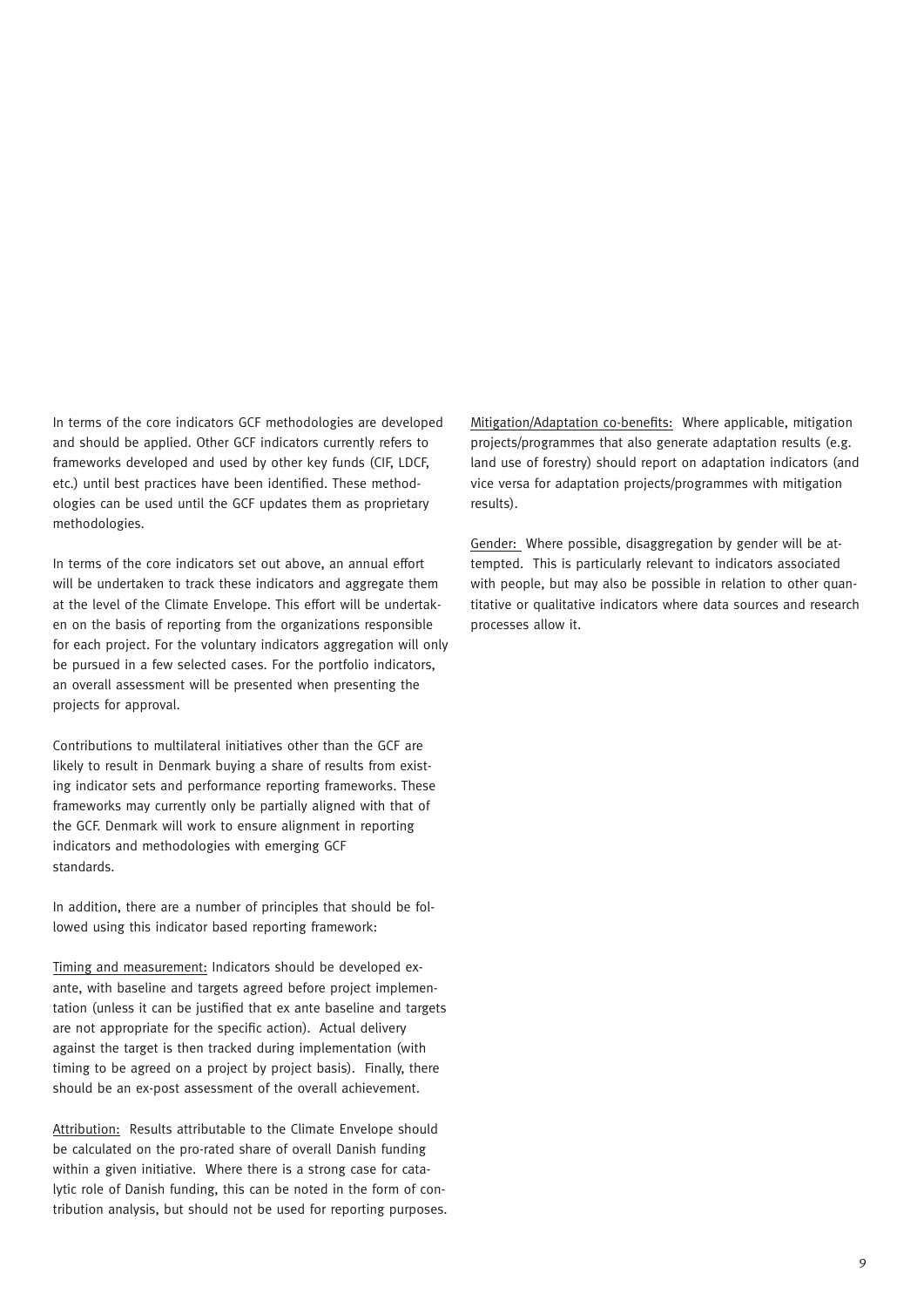In terms of the core indicators GCF methodologies are developed and should be applied. Other GCF indicators currently refers to frameworks developed and used by other key funds (CIF, LDCF, etc.) until best practices have been identified. These methodologies can be used until the GCF updates them as proprietary methodologies.

In terms of the core indicators set out above, an annual effort will be undertaken to track these indicators and aggregate them at the level of the Climate Envelope. This effort will be undertaken on the basis of reporting from the organizations responsible for each project. For the voluntary indicators aggregation will only be pursued in a few selected cases. For the portfolio indicators, an overall assessment will be presented when presenting the projects for approval.

Contributions to multilateral initiatives other than the GCF are likely to result in Denmark buying a share of results from existing indicator sets and performance reporting frameworks. These frameworks may currently only be partially aligned with that of the GCF. Denmark will work to ensure alignment in reporting indicators and methodologies with emerging GCF standards.

In addition, there are a number of principles that should be followed using this indicator based reporting framework:

<u>Timing and measurement:</u> Indicators should be developed ex-ante, with baseline and targets agreed before project implementation (unless it can be justified that ex ante baseline and targets are not appropriate for the specific action). Actual delivery against the target is then tracked during implementation (with timing to be agreed on a project by project basis). Finally, there should be an ex-post assessment of the overall achievement.

<u>Attribution:</u> Results attributable to the Climate Envelope should be calculated on the pro-rated share of overall Danish funding within a given initiative. Where there is a strong case for catalytic role of Danish funding, this can be noted in the form of contribution analysis, but should not be used for reporting purposes.

<u>Mitigation/Adaptation co-benefits:</u> Where applicable, mitigation projects/programmes that also generate adaptation results (e.g. land use of forestry) should report on adaptation indicators (and vice versa for adaptation projects/programmes with mitigation results).

<u>Gender:</u> Where possible, disaggregation by gender will be attempted. This is particularly relevant to indicators associated with people, but may also be possible in relation to other quantitative or qualitative indicators where data sources and research processes allow it.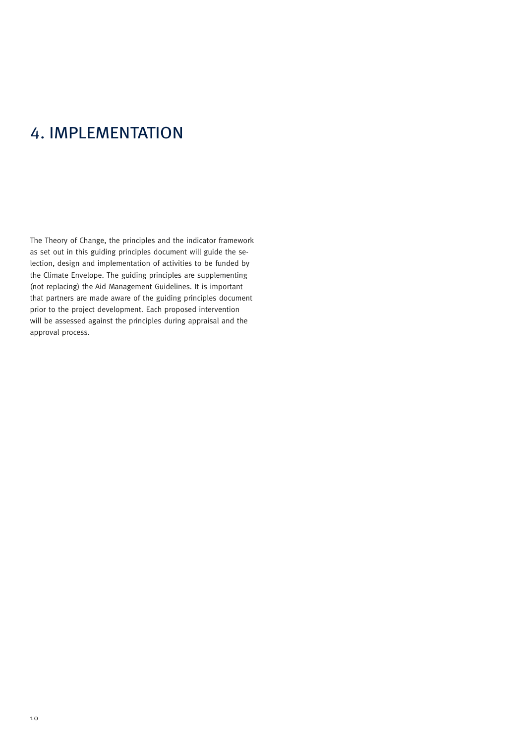# 4. IMPLEMENTATION

The Theory of Change, the principles and the indicator framework as set out in this guiding principles document will guide the selection, design and implementation of activities to be funded by the Climate Envelope. The guiding principles are supplementing (not replacing) the Aid Management Guidelines. It is important that partners are made aware of the guiding principles document prior to the project development. Each proposed intervention will be assessed against the principles during appraisal and the approval process.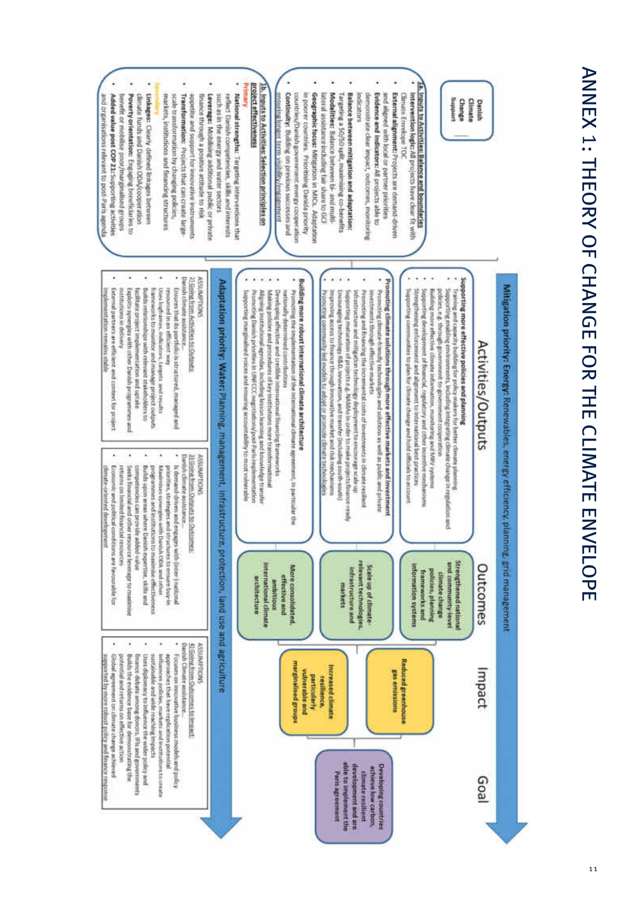# ANNEX 1: THEORY OF CHANGE FOR THE CLIMATE ENVELOPE

**Danish Climate Change Support**

## 1a. Inputs to Activities: Balance and boundaries

- **Intervention logic:** All projects have clear fit with Climate Envelope TOC
- **External alignment:** Projects are demand-driven and aligned with local or partner priorities
- **Evidence and indicators:** All projects able to demonstrate clear impact, outcomes, monitoring indicators
- **Balance between mitigation and adaptation:** Targeting a 50/50 split, maximising co-benefits
- **Modalities:** Balance between bi- and multi-lateral assistance including fair share to GCF
- **Geographic focus:** Mitigation in MICs. Adaptation in poorer countries. Prioritising Danida priority countries/Danish government energy cooperation
- **Continuity:** Building on previous successes and ensuring longer term visibility/engagement

## 1b. Inputs to Activities: Selection principles on project effectiveness

**Primary**

- **National strengths:** Targeting interventions that reflect Danish competencies, skills and interests such as in the energy and water sectors
- **Leverage:** Mobilising additional public or private finance through a positive attitude to risk appetite and support for innovative instruments
- **Transformation:** Projects that can create large-scale transformation by changing policies, markets, institutions and financing structures

**Secondary**

- **Linkages:** Clearly defined linkages between climate funds and Danish ODA/cooperation
- **Poverty orientation:** Engaging beneficiaries to benefit or mobilise poor/marginalised groups
- **Added value post COP 21:** Supporting activities and organisations relevant to post-Paris agenda

---

**Mitigation priority: Energy:** Renewables, energy efficiency, planning, grid management

**Adaptation priority: Water:** Planning, management, infrastructure, protection, land use and agriculture

## Activities/Outputs

**Supporting more effective policies and planning**

- Training and capacity building for policy makers for better climate planning
- Supporting enabling environments, including integrating climate change in regulation and policies, e.g. through government-to-government cooperation
- Building more effective climate information, monitoring and MRV systems
- Supporting development of financial, regulatory and other incentive mechanisms
- Strengthening enforcement and alignment to international best practices
- Supporting communities to plan for climate change and hold officials to account

**Promoting climate solutions through more effective markets and investment**

- Promoting climate-friendly technologies and solutions as well as public and private investments through effective markets
- Promoting and financing the incremental costs of investments in climate resilient infrastructure and mitigation technology deployment to encourage scale up
- Supporting maturation of projects e.g. NAMAs in order to make projects finance-ready
- Encouraging technology R&D, innovation, and transfer (including south-south)
- Improving access to finance through innovative market and risk mechanisms
- Promoting community-led models to adopt or promote climate technologies

**Building more robust international climate architecture**

- Promoting the implementation of the international climate agreement, in particular the nationally determined contributions
- Developing effective and credible international financing frameworks
- Making policies and procedures of key institutions more transformational
- Aligning institutional agendas, including lesson learning and knowledge transfer
- Promoting Danish priorities in UNFCCC negotiations/post-Paris implementation
- Supporting marginalised voices and ensuring accountability to most vulnerable

ASSUMPTIONS
2) Going from Activities to Outputs:
Danish climate assistance...

- Ensures that its portfolio is structured, managed and resourced in an efficient way
- Uses logframes, indicators, targets and results frameworks to monitor and manage project outputs
- Builds relationships with relevant stakeholders to facilitate project implementation and uptake
- Exploits synergies with other Danish programmes and institutions in delivery
- External partners are efficient and context for project implementation remains stable

## Outcomes

- Strengthened national and community-level climate change policies, planning frameworks and information systems
- Scale up of climate-relevant technologies, infrastructure and markets
- More consolidated, effective and ambitious international climate architecture

ASSUMPTIONS
3) Going from Outputs to Outcomes:
Danish climate assistance...

- Is demand-driven and engages with (inter-) national priorities, strategies and structures to ensure buy-in
- Maximises synergies with Danish ODA and other programmes and institutions to maximise effectiveness
- Builds upon areas where Danish expertise, skills and competencies can provide added value
- Seeks financial and other resource leverage to maximise returns on limited financial resources
- Economic and political conditions are favourable for climate-oriented development

## Impact

- Reduced greenhouse gas emissions
- Increased climate resilience, particularly vulnerable and marginalised groups

ASSUMPTIONS
4) Going from Outcomes to Impact:
Danish Climate assistance...

- Focuses on innovative business models and policy approaches that have replication potential
- Influences policies, markets and institutions to create sustainable and wide reaching impacts
- Uses diplomacy to influence the wider policy and finance debate among donors, IFIs and governments
- Builds the evidence base for demonstrating the potential and returns on effective action
- Global agreement on climate change achieved supported by more robust policy and finance response

## Goal

Developing countries achieve low carbon, climate resilient development and are able to implement the Paris agreement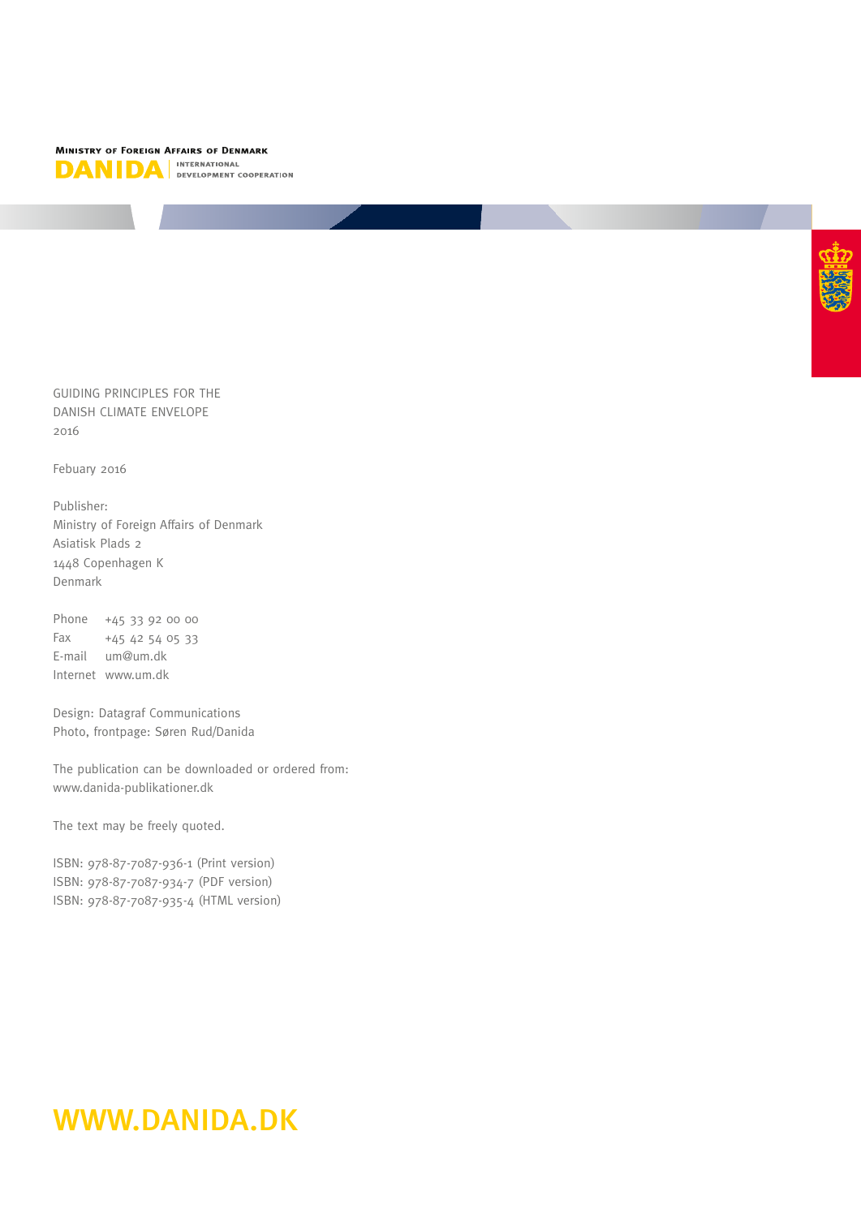Ministry of Foreign Affairs of Denmark

DANIDA | INTERNATIONAL DEVELOPMENT COOPERATION

GUIDING PRINCIPLES FOR THE
DANISH CLIMATE ENVELOPE
2016

Febuary 2016

Publisher:
Ministry of Foreign Affairs of Denmark
Asiatisk Plads 2
1448 Copenhagen K
Denmark

Phone +45 33 92 00 00
Fax +45 42 54 05 33
E-mail um@um.dk
Internet www.um.dk

Design: Datagraf Communications
Photo, frontpage: Søren Rud/Danida

The publication can be downloaded or ordered from:
www.danida-publikationer.dk

The text may be freely quoted.

ISBN: 978-87-7087-936-1 (Print version)
ISBN: 978-87-7087-934-7 (PDF version)
ISBN: 978-87-7087-935-4 (HTML version)

**WWW.DANIDA.DK**